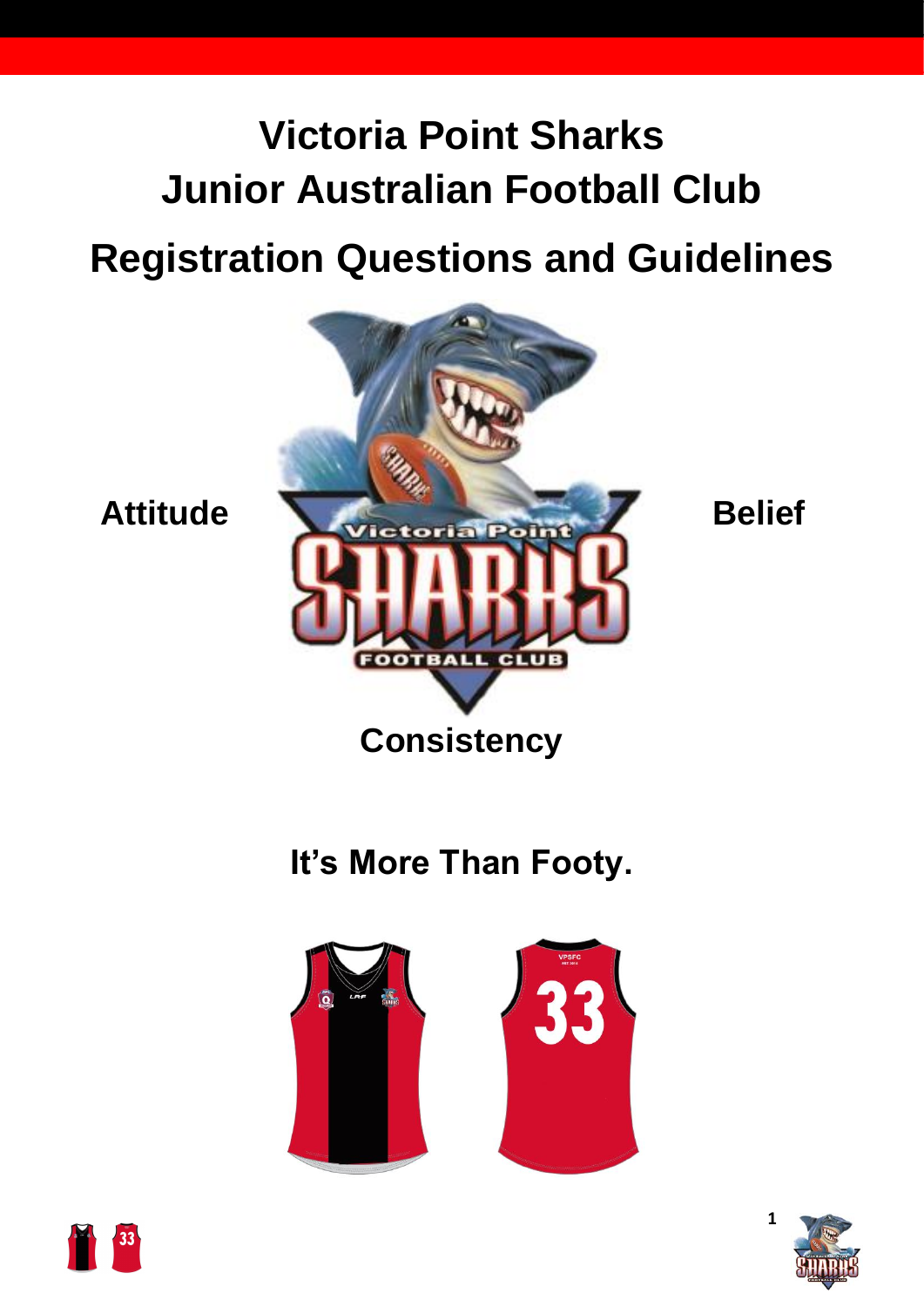# Victoria Point Sharks
# Junior Australian Football Club
# Registration Questions and Guidelines

**Attitude** **Belief**

**Consistency**

## It's More Than Footy.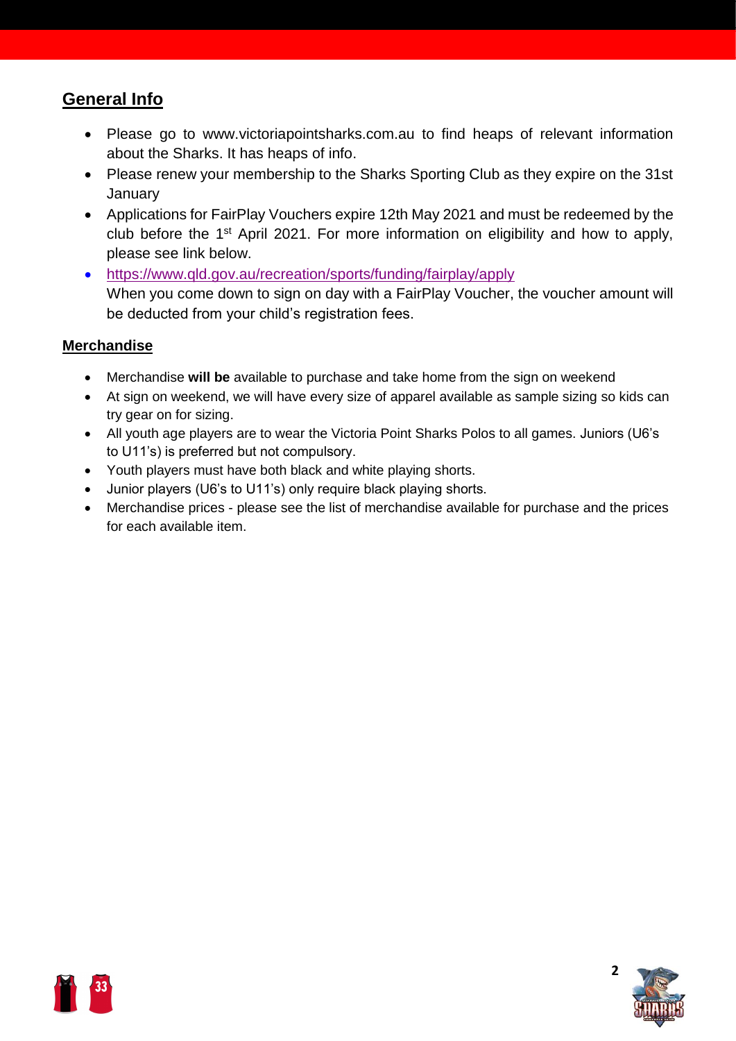## General Info

- Please go to www.victoriapointsharks.com.au to find heaps of relevant information about the Sharks. It has heaps of info.
- Please renew your membership to the Sharks Sporting Club as they expire on the 31st January
- Applications for FairPlay Vouchers expire 12th May 2021 and must be redeemed by the club before the 1st April 2021. For more information on eligibility and how to apply, please see link below.
- https://www.qld.gov.au/recreation/sports/funding/fairplay/apply
  When you come down to sign on day with a FairPlay Voucher, the voucher amount will be deducted from your child's registration fees.

### Merchandise

- Merchandise **will be** available to purchase and take home from the sign on weekend
- At sign on weekend, we will have every size of apparel available as sample sizing so kids can try gear on for sizing.
- All youth age players are to wear the Victoria Point Sharks Polos to all games. Juniors (U6's to U11's) is preferred but not compulsory.
- Youth players must have both black and white playing shorts.
- Junior players (U6's to U11's) only require black playing shorts.
- Merchandise prices - please see the list of merchandise available for purchase and the prices for each available item.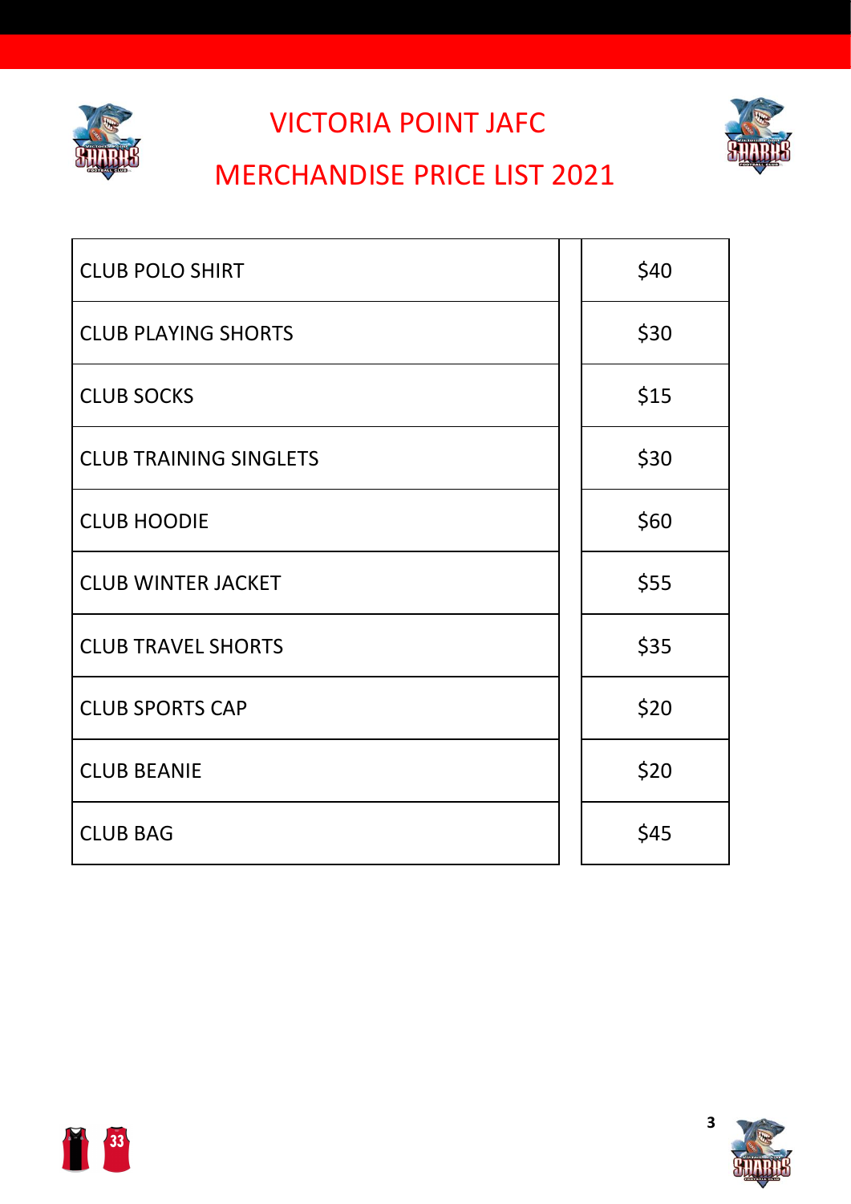# VICTORIA POINT JAFC

## MERCHANDISE PRICE LIST 2021

| Item | Price |
|---|---|
| CLUB POLO SHIRT | $40 |
| CLUB PLAYING SHORTS | $30 |
| CLUB SOCKS | $15 |
| CLUB TRAINING SINGLETS | $30 |
| CLUB HOODIE | $60 |
| CLUB WINTER JACKET | $55 |
| CLUB TRAVEL SHORTS | $35 |
| CLUB SPORTS CAP | $20 |
| CLUB BEANIE | $20 |
| CLUB BAG | $45 |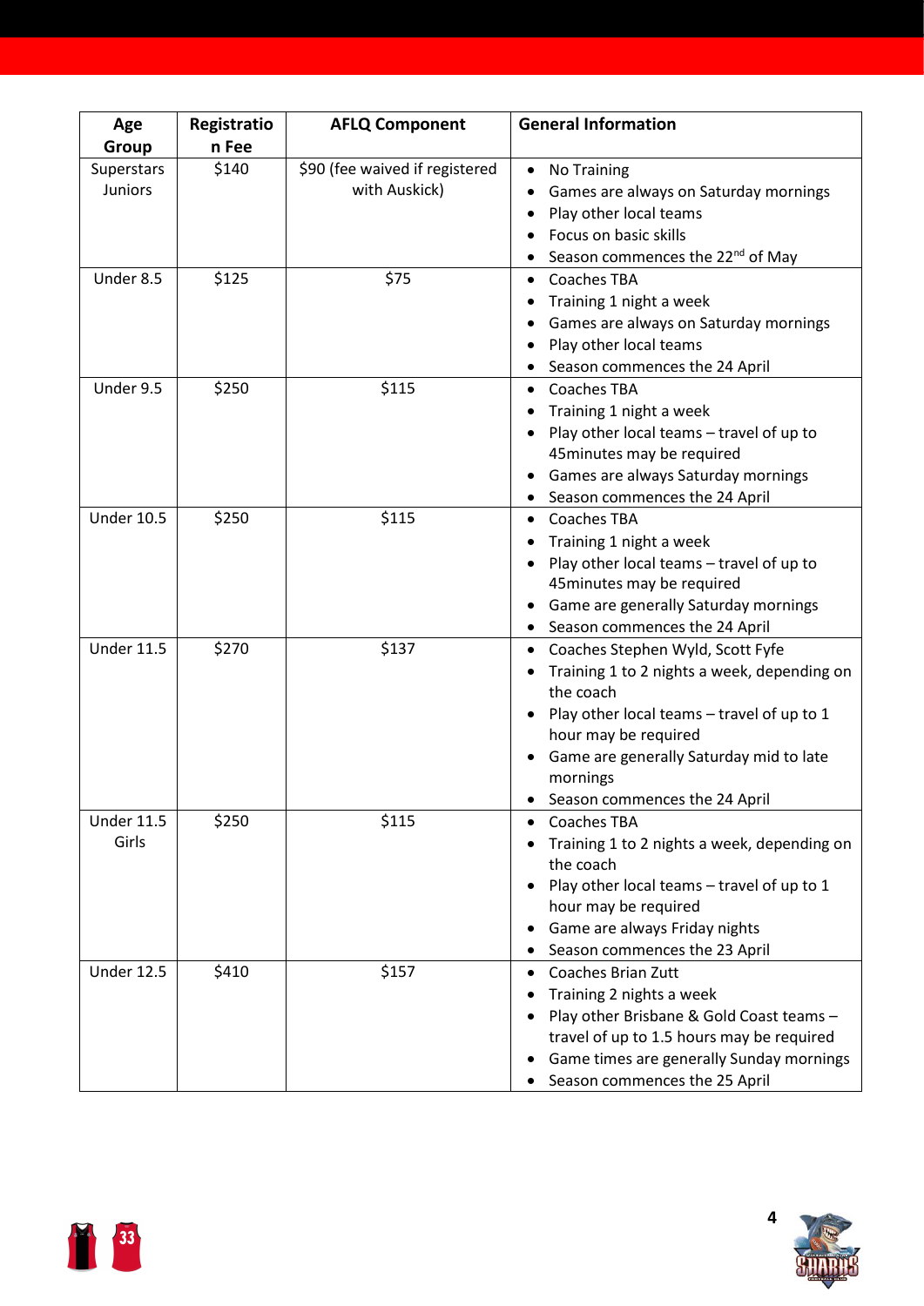| Age Group | Registration Fee | AFLQ Component | General Information |
|---|---|---|---|
| Superstars Juniors | $140 | $90 (fee waived if registered with Auskick) | • No Training<br>• Games are always on Saturday mornings<br>• Play other local teams<br>• Focus on basic skills<br>• Season commences the 22nd of May |
| Under 8.5 | $125 | $75 | • Coaches TBA<br>• Training 1 night a week<br>• Games are always on Saturday mornings<br>• Play other local teams<br>• Season commences the 24 April |
| Under 9.5 | $250 | $115 | • Coaches TBA<br>• Training 1 night a week<br>• Play other local teams – travel of up to 45minutes may be required<br>• Games are always Saturday mornings<br>• Season commences the 24 April |
| Under 10.5 | $250 | $115 | • Coaches TBA<br>• Training 1 night a week<br>• Play other local teams – travel of up to 45minutes may be required<br>• Game are generally Saturday mornings<br>• Season commences the 24 April |
| Under 11.5 | $270 | $137 | • Coaches Stephen Wyld, Scott Fyfe<br>• Training 1 to 2 nights a week, depending on the coach<br>• Play other local teams – travel of up to 1 hour may be required<br>• Game are generally Saturday mid to late mornings<br>• Season commences the 24 April |
| Under 11.5 Girls | $250 | $115 | • Coaches TBA<br>• Training 1 to 2 nights a week, depending on the coach<br>• Play other local teams – travel of up to 1 hour may be required<br>• Game are always Friday nights<br>• Season commences the 23 April |
| Under 12.5 | $410 | $157 | • Coaches Brian Zutt<br>• Training 2 nights a week<br>• Play other Brisbane & Gold Coast teams – travel of up to 1.5 hours may be required<br>• Game times are generally Sunday mornings<br>• Season commences the 25 April |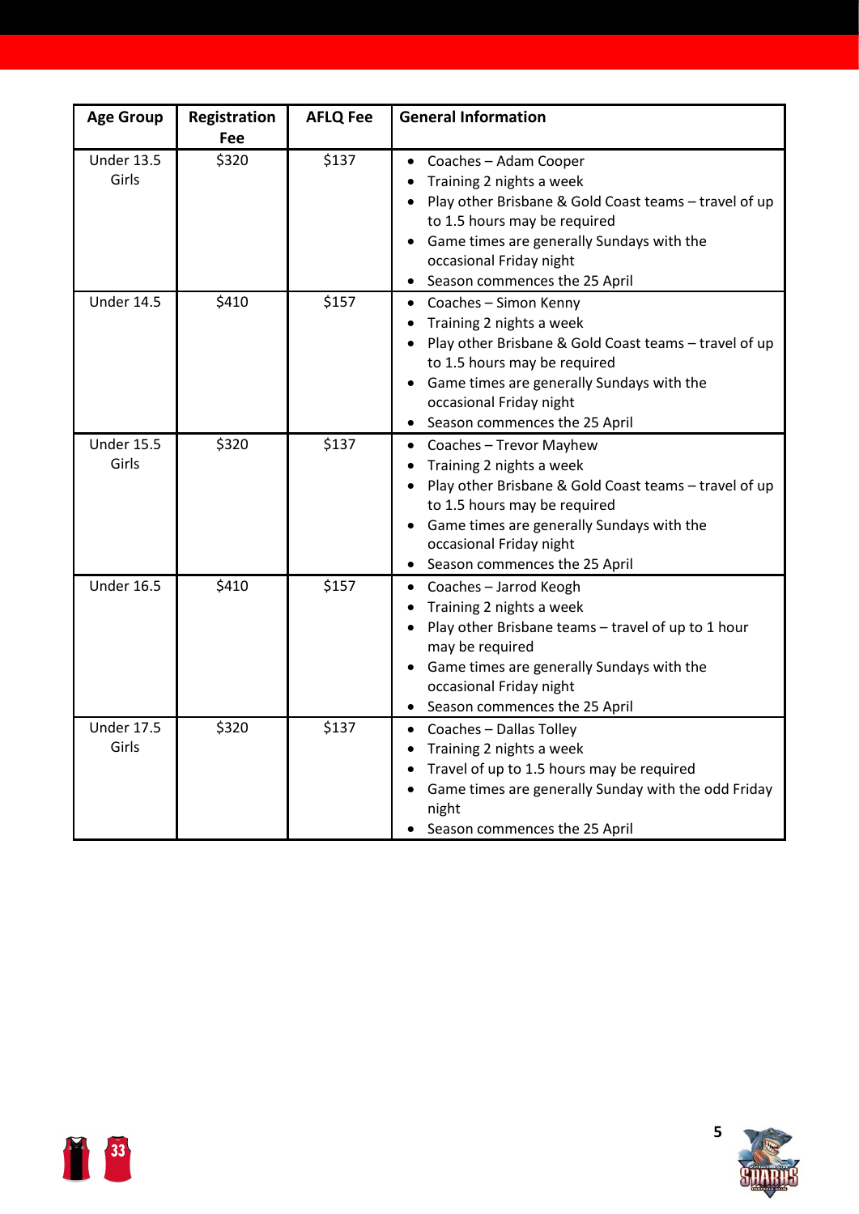| Age Group | Registration Fee | AFLQ Fee | General Information |
|---|---|---|---|
| Under 13.5 Girls | $320 | $137 | • Coaches – Adam Cooper<br>• Training 2 nights a week<br>• Play other Brisbane & Gold Coast teams – travel of up to 1.5 hours may be required<br>• Game times are generally Sundays with the occasional Friday night<br>• Season commences the 25 April |
| Under 14.5 | $410 | $157 | • Coaches – Simon Kenny<br>• Training 2 nights a week<br>• Play other Brisbane & Gold Coast teams – travel of up to 1.5 hours may be required<br>• Game times are generally Sundays with the occasional Friday night<br>• Season commences the 25 April |
| Under 15.5 Girls | $320 | $137 | • Coaches – Trevor Mayhew<br>• Training 2 nights a week<br>• Play other Brisbane & Gold Coast teams – travel of up to 1.5 hours may be required<br>• Game times are generally Sundays with the occasional Friday night<br>• Season commences the 25 April |
| Under 16.5 | $410 | $157 | • Coaches – Jarrod Keogh<br>• Training 2 nights a week<br>• Play other Brisbane teams – travel of up to 1 hour may be required<br>• Game times are generally Sundays with the occasional Friday night<br>• Season commences the 25 April |
| Under 17.5 Girls | $320 | $137 | • Coaches – Dallas Tolley<br>• Training 2 nights a week<br>• Travel of up to 1.5 hours may be required<br>• Game times are generally Sunday with the odd Friday night<br>• Season commences the 25 April |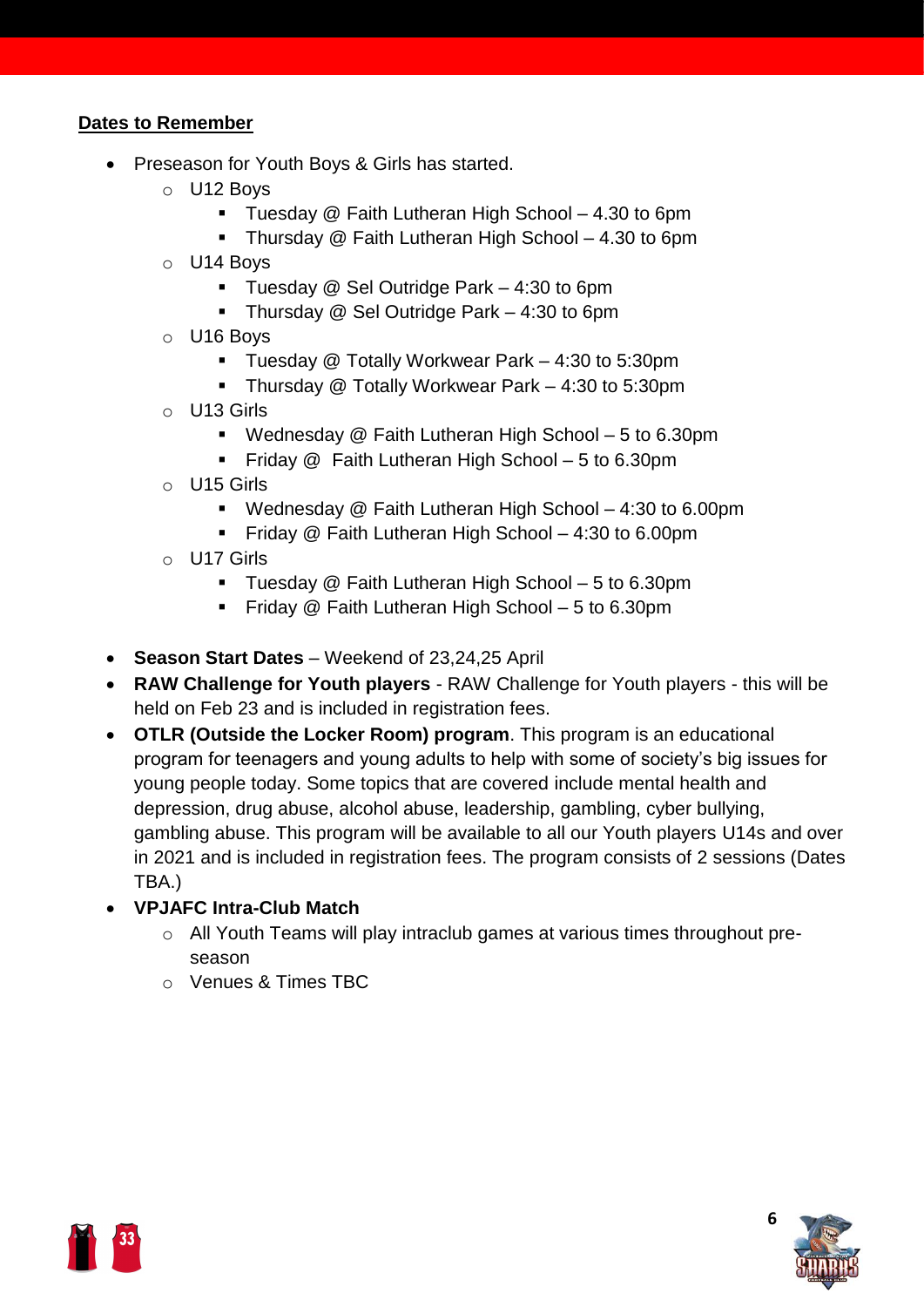**Dates to Remember**

- Preseason for Youth Boys & Girls has started.
  - U12 Boys
    - Tuesday @ Faith Lutheran High School – 4.30 to 6pm
    - Thursday @ Faith Lutheran High School – 4.30 to 6pm
  - U14 Boys
    - Tuesday @ Sel Outridge Park – 4:30 to 6pm
    - Thursday @ Sel Outridge Park – 4:30 to 6pm
  - U16 Boys
    - Tuesday @ Totally Workwear Park – 4:30 to 5:30pm
    - Thursday @ Totally Workwear Park – 4:30 to 5:30pm
  - U13 Girls
    - Wednesday @ Faith Lutheran High School – 5 to 6.30pm
    - Friday @ Faith Lutheran High School – 5 to 6.30pm
  - U15 Girls
    - Wednesday @ Faith Lutheran High School – 4:30 to 6.00pm
    - Friday @ Faith Lutheran High School – 4:30 to 6.00pm
  - U17 Girls
    - Tuesday @ Faith Lutheran High School – 5 to 6.30pm
    - Friday @ Faith Lutheran High School – 5 to 6.30pm

- **Season Start Dates** – Weekend of 23,24,25 April
- **RAW Challenge for Youth players** - RAW Challenge for Youth players - this will be held on Feb 23 and is included in registration fees.
- **OTLR (Outside the Locker Room) program**. This program is an educational program for teenagers and young adults to help with some of society's big issues for young people today. Some topics that are covered include mental health and depression, drug abuse, alcohol abuse, leadership, gambling, cyber bullying, gambling abuse. This program will be available to all our Youth players U14s and over in 2021 and is included in registration fees. The program consists of 2 sessions (Dates TBA.)
- **VPJAFC Intra-Club Match**
  - All Youth Teams will play intraclub games at various times throughout pre-season
  - Venues & Times TBC